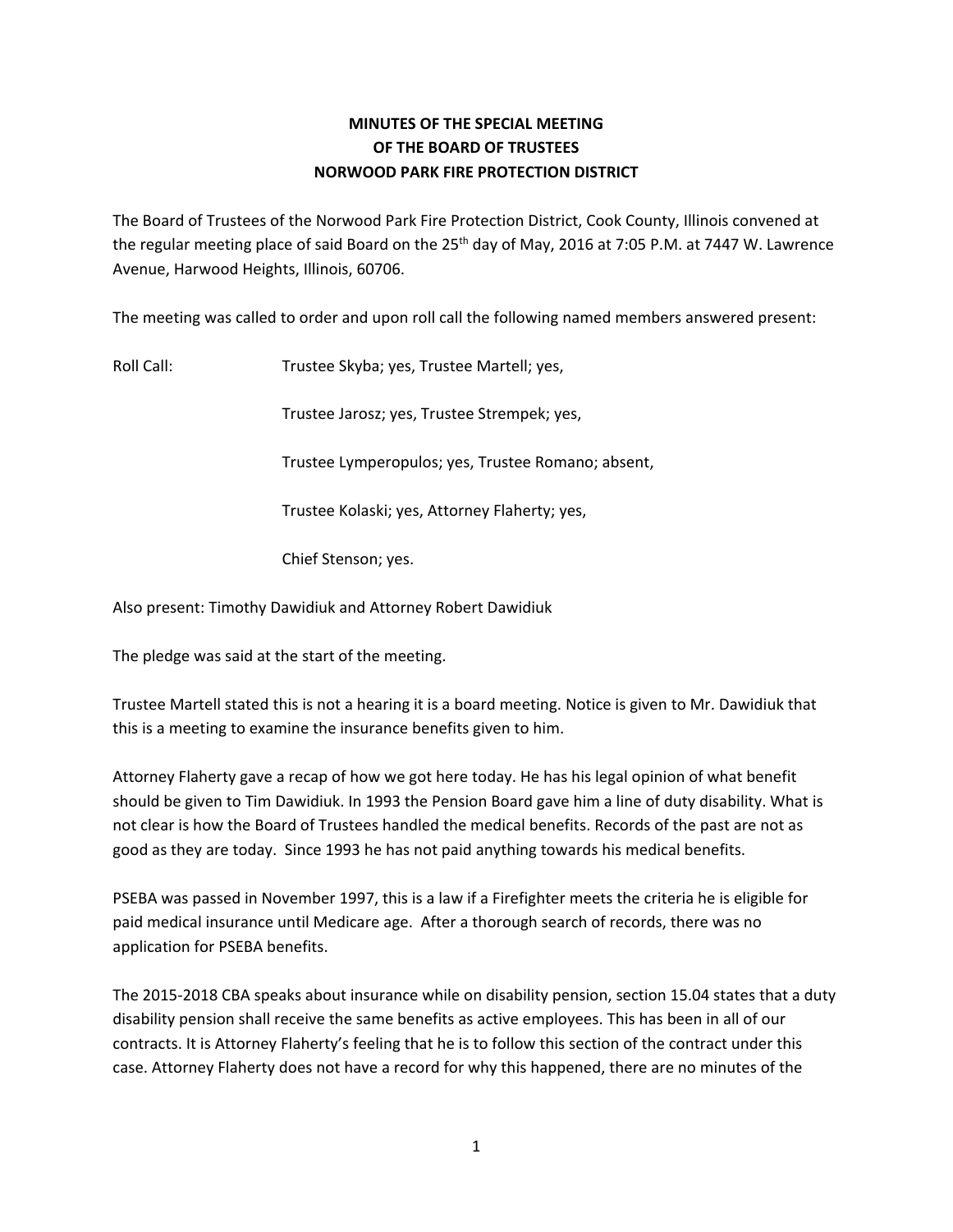# MINUTES OF THE SPECIAL MEETING
# OF THE BOARD OF TRUSTEES
# NORWOOD PARK FIRE PROTECTION DISTRICT

The Board of Trustees of the Norwood Park Fire Protection District, Cook County, Illinois convened at the regular meeting place of said Board on the 25th day of May, 2016 at 7:05 P.M. at 7447 W. Lawrence Avenue, Harwood Heights, Illinois, 60706.

The meeting was called to order and upon roll call the following named members answered present:

Roll Call: Trustee Skyba; yes, Trustee Martell; yes,

Trustee Jarosz; yes, Trustee Strempek; yes,

Trustee Lymperopulos; yes, Trustee Romano; absent,

Trustee Kolaski; yes, Attorney Flaherty; yes,

Chief Stenson; yes.

Also present: Timothy Dawidiuk and Attorney Robert Dawidiuk

The pledge was said at the start of the meeting.

Trustee Martell stated this is not a hearing it is a board meeting. Notice is given to Mr. Dawidiuk that this is a meeting to examine the insurance benefits given to him.

Attorney Flaherty gave a recap of how we got here today. He has his legal opinion of what benefit should be given to Tim Dawidiuk. In 1993 the Pension Board gave him a line of duty disability. What is not clear is how the Board of Trustees handled the medical benefits. Records of the past are not as good as they are today. Since 1993 he has not paid anything towards his medical benefits.

PSEBA was passed in November 1997, this is a law if a Firefighter meets the criteria he is eligible for paid medical insurance until Medicare age. After a thorough search of records, there was no application for PSEBA benefits.

The 2015-2018 CBA speaks about insurance while on disability pension, section 15.04 states that a duty disability pension shall receive the same benefits as active employees. This has been in all of our contracts. It is Attorney Flaherty's feeling that he is to follow this section of the contract under this case. Attorney Flaherty does not have a record for why this happened, there are no minutes of the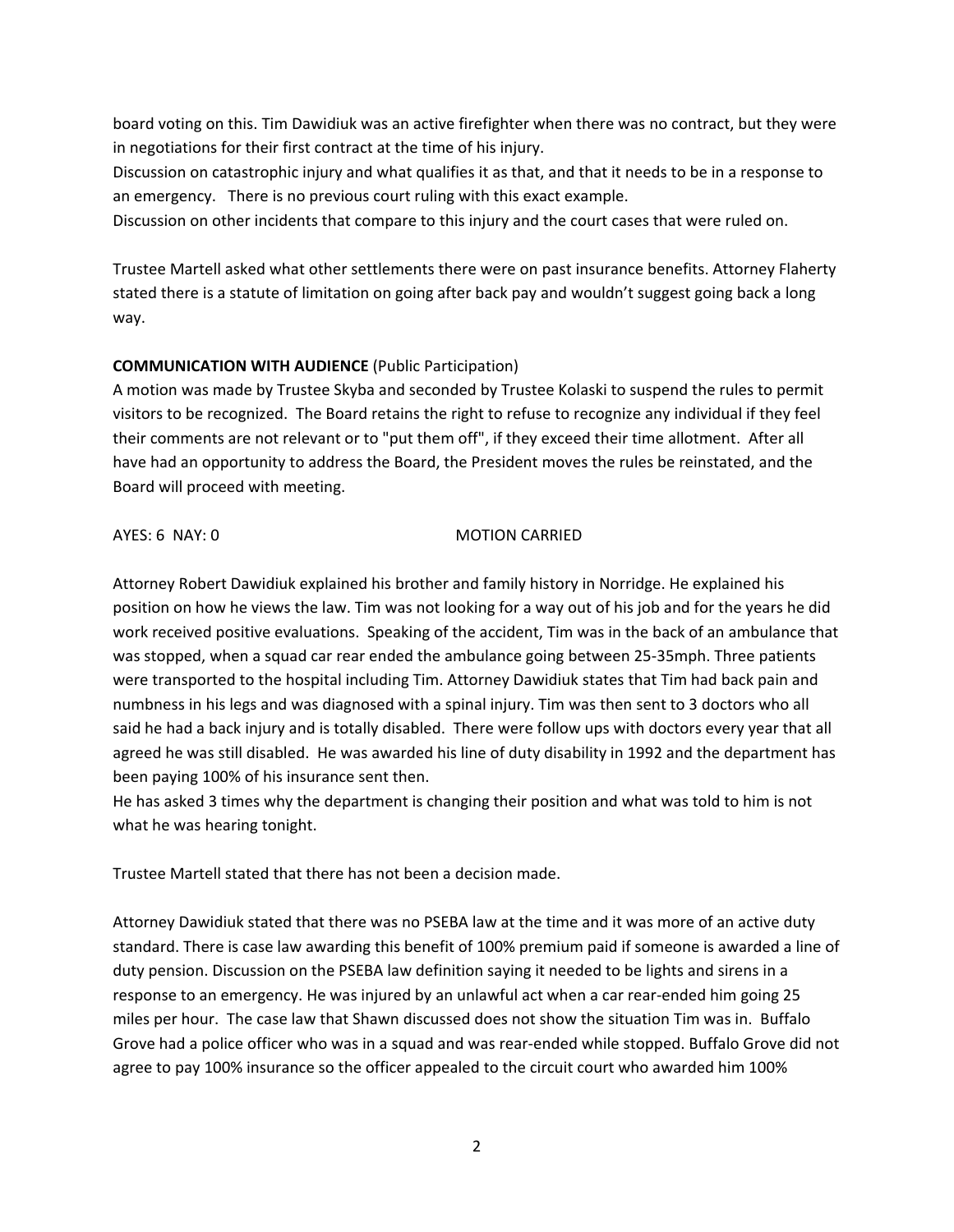board voting on this. Tim Dawidiuk was an active firefighter when there was no contract, but they were in negotiations for their first contract at the time of his injury.
Discussion on catastrophic injury and what qualifies it as that, and that it needs to be in a response to an emergency. There is no previous court ruling with this exact example.
Discussion on other incidents that compare to this injury and the court cases that were ruled on.

Trustee Martell asked what other settlements there were on past insurance benefits. Attorney Flaherty stated there is a statute of limitation on going after back pay and wouldn't suggest going back a long way.

**COMMUNICATION WITH AUDIENCE** (Public Participation)
A motion was made by Trustee Skyba and seconded by Trustee Kolaski to suspend the rules to permit visitors to be recognized. The Board retains the right to refuse to recognize any individual if they feel their comments are not relevant or to "put them off", if they exceed their time allotment. After all have had an opportunity to address the Board, the President moves the rules be reinstated, and the Board will proceed with meeting.

AYES: 6 NAY: 0 MOTION CARRIED

Attorney Robert Dawidiuk explained his brother and family history in Norridge. He explained his position on how he views the law. Tim was not looking for a way out of his job and for the years he did work received positive evaluations. Speaking of the accident, Tim was in the back of an ambulance that was stopped, when a squad car rear ended the ambulance going between 25-35mph. Three patients were transported to the hospital including Tim. Attorney Dawidiuk states that Tim had back pain and numbness in his legs and was diagnosed with a spinal injury. Tim was then sent to 3 doctors who all said he had a back injury and is totally disabled. There were follow ups with doctors every year that all agreed he was still disabled. He was awarded his line of duty disability in 1992 and the department has been paying 100% of his insurance sent then.
He has asked 3 times why the department is changing their position and what was told to him is not what he was hearing tonight.

Trustee Martell stated that there has not been a decision made.

Attorney Dawidiuk stated that there was no PSEBA law at the time and it was more of an active duty standard. There is case law awarding this benefit of 100% premium paid if someone is awarded a line of duty pension. Discussion on the PSEBA law definition saying it needed to be lights and sirens in a response to an emergency. He was injured by an unlawful act when a car rear-ended him going 25 miles per hour. The case law that Shawn discussed does not show the situation Tim was in. Buffalo Grove had a police officer who was in a squad and was rear-ended while stopped. Buffalo Grove did not agree to pay 100% insurance so the officer appealed to the circuit court who awarded him 100%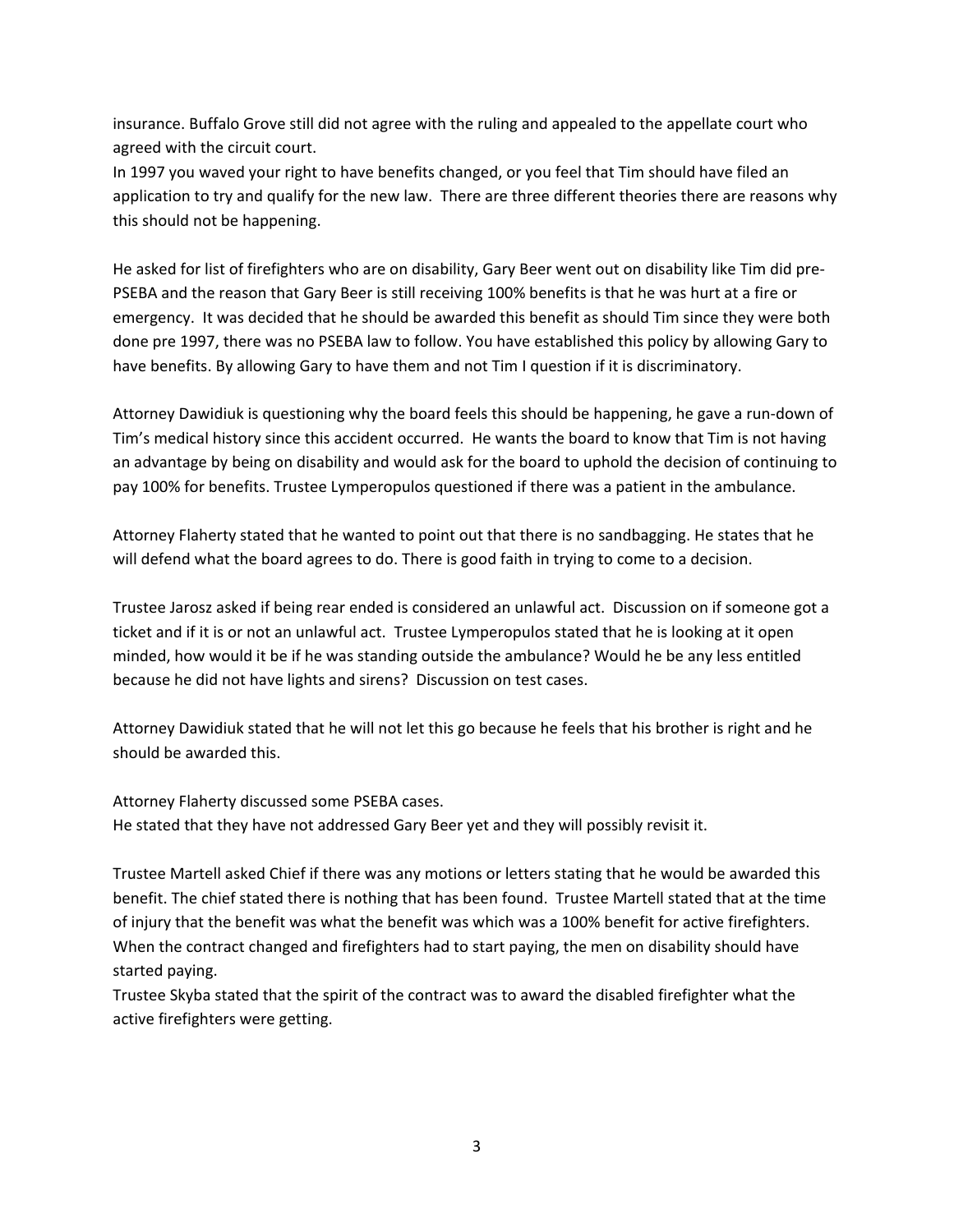insurance. Buffalo Grove still did not agree with the ruling and appealed to the appellate court who agreed with the circuit court.
In 1997 you waved your right to have benefits changed, or you feel that Tim should have filed an application to try and qualify for the new law. There are three different theories there are reasons why this should not be happening.

He asked for list of firefighters who are on disability, Gary Beer went out on disability like Tim did pre-PSEBA and the reason that Gary Beer is still receiving 100% benefits is that he was hurt at a fire or emergency. It was decided that he should be awarded this benefit as should Tim since they were both done pre 1997, there was no PSEBA law to follow. You have established this policy by allowing Gary to have benefits. By allowing Gary to have them and not Tim I question if it is discriminatory.

Attorney Dawidiuk is questioning why the board feels this should be happening, he gave a run-down of Tim's medical history since this accident occurred. He wants the board to know that Tim is not having an advantage by being on disability and would ask for the board to uphold the decision of continuing to pay 100% for benefits. Trustee Lymperopulos questioned if there was a patient in the ambulance.

Attorney Flaherty stated that he wanted to point out that there is no sandbagging. He states that he will defend what the board agrees to do. There is good faith in trying to come to a decision.

Trustee Jarosz asked if being rear ended is considered an unlawful act. Discussion on if someone got a ticket and if it is or not an unlawful act. Trustee Lymperopulos stated that he is looking at it open minded, how would it be if he was standing outside the ambulance? Would he be any less entitled because he did not have lights and sirens? Discussion on test cases.

Attorney Dawidiuk stated that he will not let this go because he feels that his brother is right and he should be awarded this.

Attorney Flaherty discussed some PSEBA cases.
He stated that they have not addressed Gary Beer yet and they will possibly revisit it.

Trustee Martell asked Chief if there was any motions or letters stating that he would be awarded this benefit. The chief stated there is nothing that has been found. Trustee Martell stated that at the time of injury that the benefit was what the benefit was which was a 100% benefit for active firefighters. When the contract changed and firefighters had to start paying, the men on disability should have started paying.
Trustee Skyba stated that the spirit of the contract was to award the disabled firefighter what the active firefighters were getting.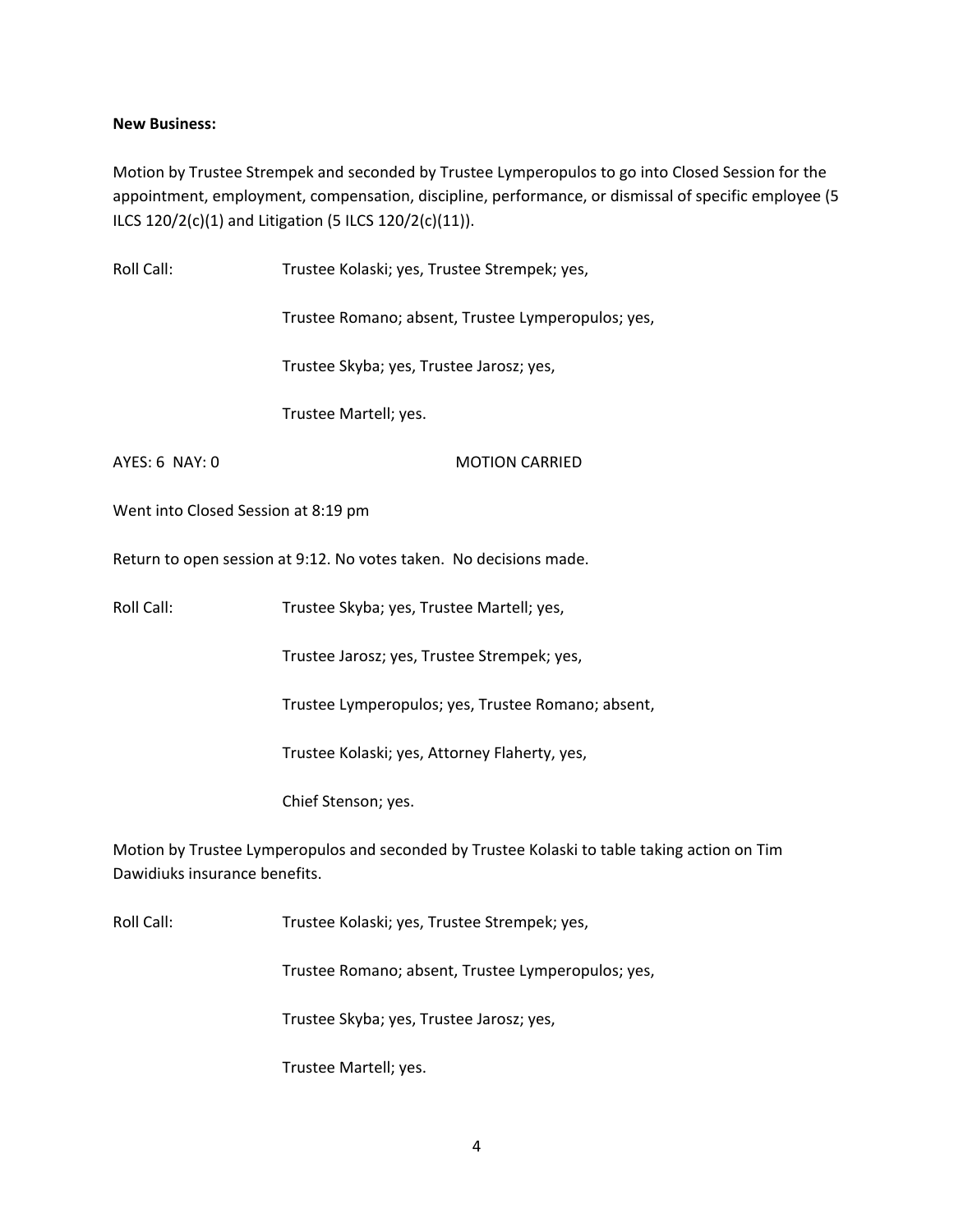**New Business:**

Motion by Trustee Strempek and seconded by Trustee Lymperopulos to go into Closed Session for the appointment, employment, compensation, discipline, performance, or dismissal of specific employee (5 ILCS 120/2(c)(1) and Litigation (5 ILCS 120/2(c)(11)).

Roll Call: Trustee Kolaski; yes, Trustee Strempek; yes,

Trustee Romano; absent, Trustee Lymperopulos; yes,

Trustee Skyba; yes, Trustee Jarosz; yes,

Trustee Martell; yes.

AYES: 6 NAY: 0 MOTION CARRIED

Went into Closed Session at 8:19 pm

Return to open session at 9:12. No votes taken. No decisions made.

Roll Call: Trustee Skyba; yes, Trustee Martell; yes,

Trustee Jarosz; yes, Trustee Strempek; yes,

Trustee Lymperopulos; yes, Trustee Romano; absent,

Trustee Kolaski; yes, Attorney Flaherty, yes,

Chief Stenson; yes.

Motion by Trustee Lymperopulos and seconded by Trustee Kolaski to table taking action on Tim Dawidiuks insurance benefits.

Roll Call: Trustee Kolaski; yes, Trustee Strempek; yes,

Trustee Romano; absent, Trustee Lymperopulos; yes,

Trustee Skyba; yes, Trustee Jarosz; yes,

Trustee Martell; yes.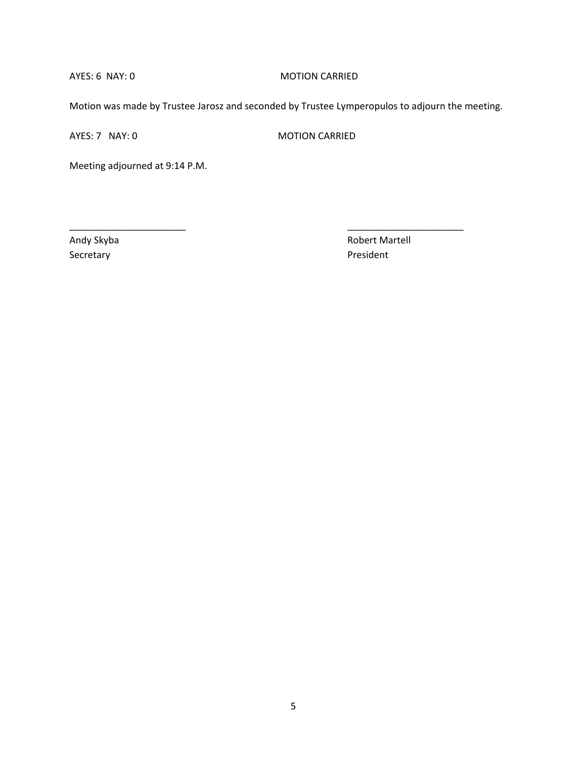AYES: 6 NAY: 0 MOTION CARRIED

Motion was made by Trustee Jarosz and seconded by Trustee Lymperopulos to adjourn the meeting.

AYES: 7 NAY: 0 MOTION CARRIED

Meeting adjourned at 9:14 P.M.

______________________

Andy Skyba
Secretary

______________________

Robert Martell
President